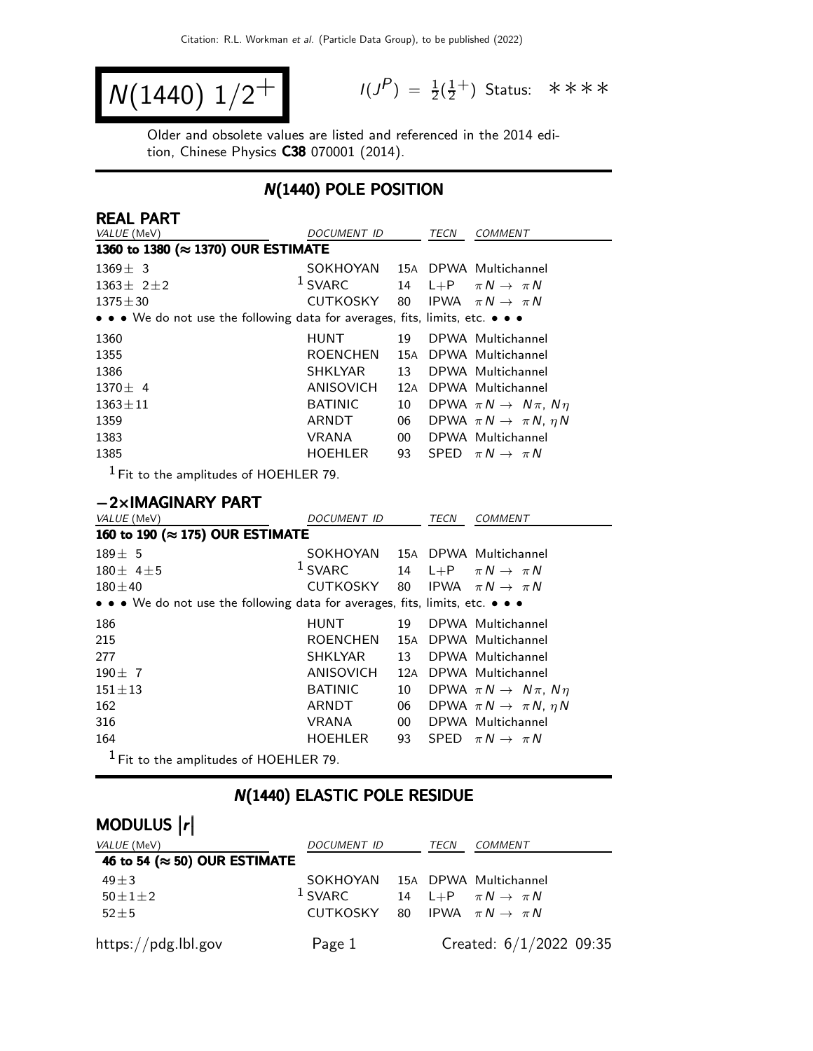# $N(1440)$ $1/2^+$

$I(J^P) = \frac{1}{2}(\frac{1}{2}^+)$ Status: ****

Older and obsolete values are listed and referenced in the 2014 edition, Chinese Physics **C38** 070001 (2014).

## N(1440) POLE POSITION

### REAL PART

| VALUE (MeV) | DOCUMENT ID | | TECN | COMMENT |
|---|---|---|---|---|
| **1360 to 1380 (≈ 1370) OUR ESTIMATE** | | | | |
| $1369 \pm 3$ | SOKHOYAN | 15A | DPWA | Multichannel |
| $1363 \pm 2 \pm 2$ | [1] SVARC | 14 | L+P | $\pi N \to \pi N$ |
| $1375 \pm 30$ | CUTKOSKY | 80 | IPWA | $\pi N \to \pi N$ |
| • • • We do not use the following data for averages, fits, limits, etc. • • • | | | | |
| 1360 | HUNT | 19 | DPWA | Multichannel |
| 1355 | ROENCHEN | 15A | DPWA | Multichannel |
| 1386 | SHKLYAR | 13 | DPWA | Multichannel |
| $1370 \pm 4$ | ANISOVICH | 12A | DPWA | Multichannel |
| $1363 \pm 11$ | BATINIC | 10 | DPWA | $\pi N \to N\pi$, $N\eta$ |
| 1359 | ARNDT | 06 | DPWA | $\pi N \to \pi N$, $\eta N$ |
| 1383 | VRANA | 00 | DPWA | Multichannel |
| 1385 | HOEHLER | 93 | SPED | $\pi N \to \pi N$ |

[1] Fit to the amplitudes of HOEHLER 79.

### −2×IMAGINARY PART

| VALUE (MeV) | DOCUMENT ID | | TECN | COMMENT |
|---|---|---|---|---|
| **160 to 190 (≈ 175) OUR ESTIMATE** | | | | |
| $189 \pm 5$ | SOKHOYAN | 15A | DPWA | Multichannel |
| $180 \pm 4 \pm 5$ | [1] SVARC | 14 | L+P | $\pi N \to \pi N$ |
| $180 \pm 40$ | CUTKOSKY | 80 | IPWA | $\pi N \to \pi N$ |
| • • • We do not use the following data for averages, fits, limits, etc. • • • | | | | |
| 186 | HUNT | 19 | DPWA | Multichannel |
| 215 | ROENCHEN | 15A | DPWA | Multichannel |
| 277 | SHKLYAR | 13 | DPWA | Multichannel |
| $190 \pm 7$ | ANISOVICH | 12A | DPWA | Multichannel |
| $151 \pm 13$ | BATINIC | 10 | DPWA | $\pi N \to N\pi$, $N\eta$ |
| 162 | ARNDT | 06 | DPWA | $\pi N \to \pi N$, $\eta N$ |
| 316 | VRANA | 00 | DPWA | Multichannel |
| 164 | HOEHLER | 93 | SPED | $\pi N \to \pi N$ |

[1] Fit to the amplitudes of HOEHLER 79.

## N(1440) ELASTIC POLE RESIDUE

### MODULUS $|r|$

| VALUE (MeV) | DOCUMENT ID | | TECN | COMMENT |
|---|---|---|---|---|
| **46 to 54 (≈ 50) OUR ESTIMATE** | | | | |
| $49 \pm 3$ | SOKHOYAN | 15A | DPWA | Multichannel |
| $50 \pm 1 \pm 2$ | [1] SVARC | 14 | L+P | $\pi N \to \pi N$ |
| $52 \pm 5$ | CUTKOSKY | 80 | IPWA | $\pi N \to \pi N$ |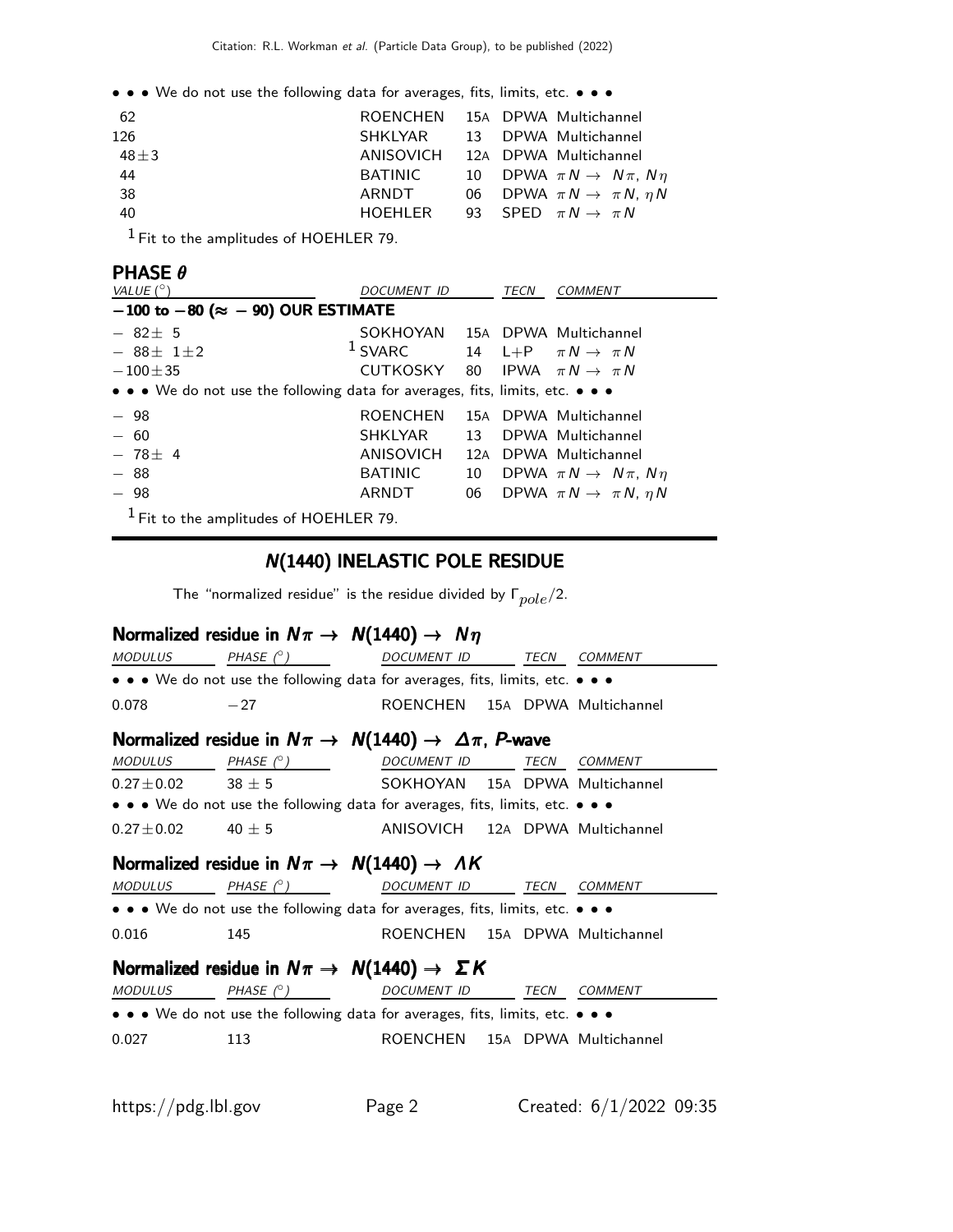• • • We do not use the following data for averages, fits, limits, etc. • • •

| VALUE | DOCUMENT ID | | TECN | COMMENT |
|---|---|---|---|---|
| 62 | ROENCHEN | 15A | DPWA | Multichannel |
| 126 | SHKLYAR | 13 | DPWA | Multichannel |
| $48 \pm 3$ | ANISOVICH | 12A | DPWA | Multichannel |
| 44 | BATINIC | 10 | DPWA | $\pi N \to N\pi$, $N\eta$ |
| 38 | ARNDT | 06 | DPWA | $\pi N \to \pi N$, $\eta N$ |
| 40 | HOEHLER | 93 | SPED | $\pi N \to \pi N$ |

[1] Fit to the amplitudes of HOEHLER 79.

### PHASE $\theta$

| VALUE (°) | DOCUMENT ID | | TECN | COMMENT |
|---|---|---|---|---|
| **−100 to −80 (≈ − 90) OUR ESTIMATE** | | | | |
| $-82 \pm 5$ | SOKHOYAN | 15A | DPWA | Multichannel |
| $-88 \pm 1 \pm 2$ | [1] SVARC | 14 | L+P | $\pi N \to \pi N$ |
| $-100 \pm 35$ | CUTKOSKY | 80 | IPWA | $\pi N \to \pi N$ |
| • • • We do not use the following data for averages, fits, limits, etc. • • • | | | | |
| $-98$ | ROENCHEN | 15A | DPWA | Multichannel |
| $-60$ | SHKLYAR | 13 | DPWA | Multichannel |
| $-78 \pm 4$ | ANISOVICH | 12A | DPWA | Multichannel |
| $-88$ | BATINIC | 10 | DPWA | $\pi N \to N\pi$, $N\eta$ |
| $-98$ | ARNDT | 06 | DPWA | $\pi N \to \pi N$, $\eta N$ |

[1] Fit to the amplitudes of HOEHLER 79.

## N(1440) INELASTIC POLE RESIDUE

The "normalized residue" is the residue divided by $\Gamma_{pole}/2$.

### Normalized residue in $N\pi \to N(1440) \to N\eta$

| MODULUS | PHASE (°) | DOCUMENT ID | | TECN | COMMENT |
|---|---|---|---|---|---|
| • • • We do not use the following data for averages, fits, limits, etc. • • • | | | | | |
| 0.078 | $-27$ | ROENCHEN | 15A | DPWA | Multichannel |

### Normalized residue in $N\pi \to N(1440) \to \Delta\pi$, *P*-wave

| MODULUS | PHASE (°) | DOCUMENT ID | | TECN | COMMENT |
|---|---|---|---|---|---|
| $0.27 \pm 0.02$ | $38 \pm 5$ | SOKHOYAN | 15A | DPWA | Multichannel |
| • • • We do not use the following data for averages, fits, limits, etc. • • • | | | | | |
| $0.27 \pm 0.02$ | $40 \pm 5$ | ANISOVICH | 12A | DPWA | Multichannel |

### Normalized residue in $N\pi \to N(1440) \to \Lambda K$

| MODULUS | PHASE (°) | DOCUMENT ID | | TECN | COMMENT |
|---|---|---|---|---|---|
| • • • We do not use the following data for averages, fits, limits, etc. • • • | | | | | |
| 0.016 | 145 | ROENCHEN | 15A | DPWA | Multichannel |

### Normalized residue in $N\pi \to N(1440) \to \Sigma K$

| MODULUS | PHASE (°) | DOCUMENT ID | | TECN | COMMENT |
|---|---|---|---|---|---|
| • • • We do not use the following data for averages, fits, limits, etc. • • • | | | | | |
| 0.027 | 113 | ROENCHEN | 15A | DPWA | Multichannel |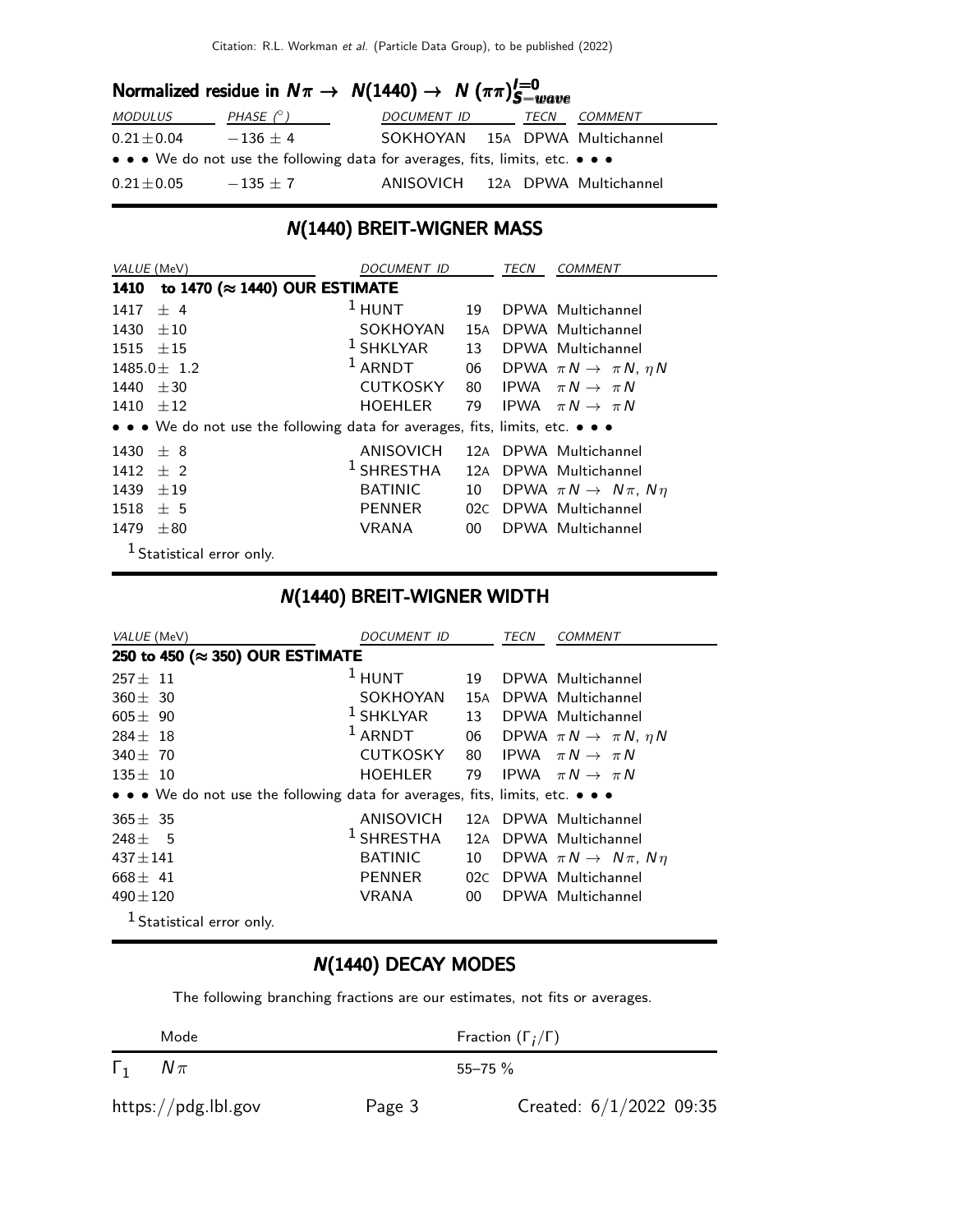### Normalized residue in $N\pi \rightarrow N(1440) \rightarrow N(\pi\pi)^{I=0}_{S-wave}$

| MODULUS | PHASE (°) | DOCUMENT ID | | TECN | COMMENT |
|---|---|---|---|---|---|
| 0.21±0.04 | −136 ± 4 | SOKHOYAN | 15A | DPWA | Multichannel |
| • • • We do not use the following data for averages, fits, limits, etc. • • • | | | | | |
| 0.21±0.05 | −135 ± 7 | ANISOVICH | 12A | DPWA | Multichannel |

## N(1440) BREIT-WIGNER MASS

| VALUE (MeV) | DOCUMENT ID | | TECN | COMMENT |
|---|---|---|---|---|
| **1410 to 1470 (≈ 1440) OUR ESTIMATE** | | | | |
| 1417 ± 4 | [1] HUNT | 19 | DPWA | Multichannel |
| 1430 ±10 | SOKHOYAN | 15A | DPWA | Multichannel |
| 1515 ±15 | [1] SHKLYAR | 13 | DPWA | Multichannel |
| 1485.0± 1.2 | [1] ARNDT | 06 | DPWA | $\pi N \rightarrow \pi N$, $\eta N$ |
| 1440 ±30 | CUTKOSKY | 80 | IPWA | $\pi N \rightarrow \pi N$ |
| 1410 ±12 | HOEHLER | 79 | IPWA | $\pi N \rightarrow \pi N$ |
| • • • We do not use the following data for averages, fits, limits, etc. • • • | | | | |
| 1430 ± 8 | ANISOVICH | 12A | DPWA | Multichannel |
| 1412 ± 2 | [1] SHRESTHA | 12A | DPWA | Multichannel |
| 1439 ±19 | BATINIC | 10 | DPWA | $\pi N \rightarrow N\pi$, $N\eta$ |
| 1518 ± 5 | PENNER | 02C | DPWA | Multichannel |
| 1479 ±80 | VRANA | 00 | DPWA | Multichannel |

[1] Statistical error only.

## N(1440) BREIT-WIGNER WIDTH

| VALUE (MeV) | DOCUMENT ID | | TECN | COMMENT |
|---|---|---|---|---|
| **250 to 450 (≈ 350) OUR ESTIMATE** | | | | |
| 257± 11 | [1] HUNT | 19 | DPWA | Multichannel |
| 360± 30 | SOKHOYAN | 15A | DPWA | Multichannel |
| 605± 90 | [1] SHKLYAR | 13 | DPWA | Multichannel |
| 284± 18 | [1] ARNDT | 06 | DPWA | $\pi N \rightarrow \pi N$, $\eta N$ |
| 340± 70 | CUTKOSKY | 80 | IPWA | $\pi N \rightarrow \pi N$ |
| 135± 10 | HOEHLER | 79 | IPWA | $\pi N \rightarrow \pi N$ |
| • • • We do not use the following data for averages, fits, limits, etc. • • • | | | | |
| 365± 35 | ANISOVICH | 12A | DPWA | Multichannel |
| 248± 5 | [1] SHRESTHA | 12A | DPWA | Multichannel |
| 437±141 | BATINIC | 10 | DPWA | $\pi N \rightarrow N\pi$, $N\eta$ |
| 668± 41 | PENNER | 02C | DPWA | Multichannel |
| 490±120 | VRANA | 00 | DPWA | Multichannel |

[1] Statistical error only.

## N(1440) DECAY MODES

The following branching fractions are our estimates, not fits or averages.

| | Mode | Fraction ($\Gamma_i/\Gamma$) |
|---|---|---|
| $\Gamma_1$ | $N\pi$ | 55–75 % |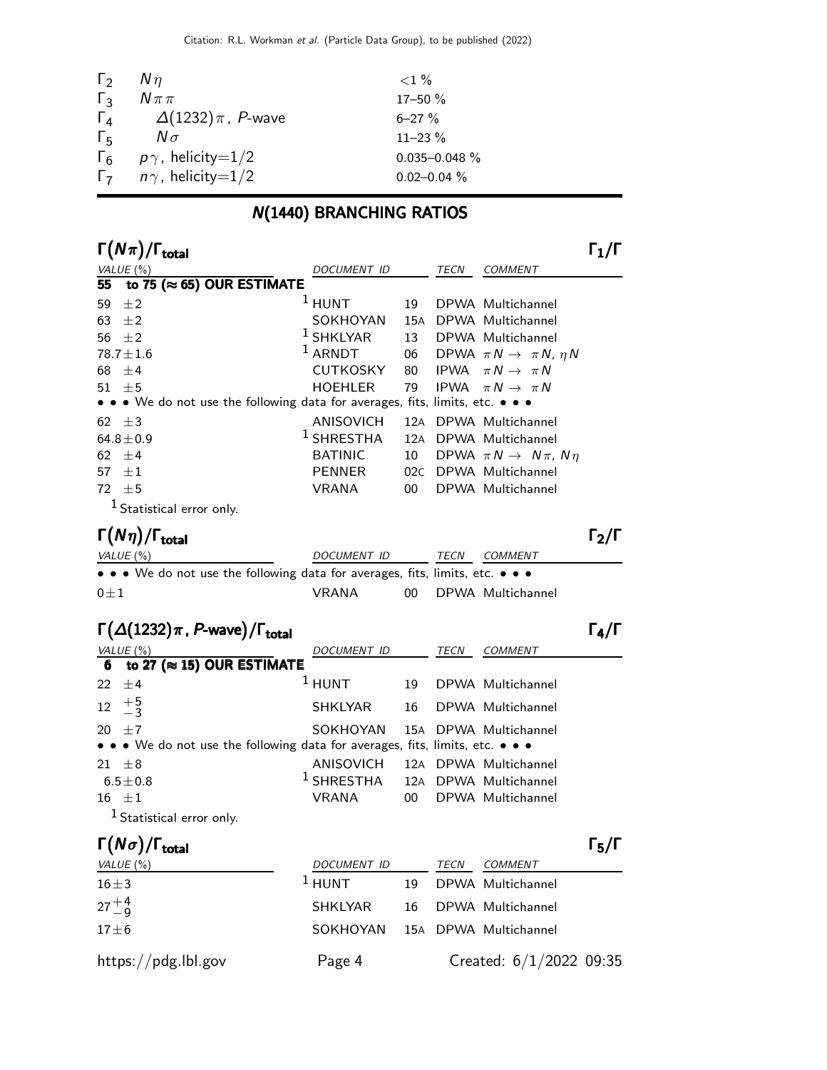| | | |
|---|---|---|
| $\Gamma_2$ | $N\eta$ | $<1$ % |
| $\Gamma_3$ | $N\pi\pi$ | 17–50 % |
| $\Gamma_4$ | $\Delta(1232)\pi$, $P$-wave | 6–27 % |
| $\Gamma_5$ | $N\sigma$ | 11–23 % |
| $\Gamma_6$ | $p\gamma$, helicity=1/2 | 0.035–0.048 % |
| $\Gamma_7$ | $n\gamma$, helicity=1/2 | 0.02–0.04 % |

## N(1440) BRANCHING RATIOS

### $\Gamma(N\pi)/\Gamma_{\text{total}}$ — $\Gamma_1/\Gamma$

| VALUE (%) | DOCUMENT ID | | TECN | COMMENT |
|---|---|---|---|---|
| **55 to 75 (≈ 65) OUR ESTIMATE** | | | | |
| 59 ±2 | [1] HUNT | 19 | DPWA | Multichannel |
| 63 ±2 | SOKHOYAN | 15A | DPWA | Multichannel |
| 56 ±2 | [1] SHKLYAR | 13 | DPWA | Multichannel |
| 78.7±1.6 | [1] ARNDT | 06 | DPWA | $\pi N \rightarrow \pi N$, $\eta N$ |
| 68 ±4 | CUTKOSKY | 80 | IPWA | $\pi N \rightarrow \pi N$ |
| 51 ±5 | HOEHLER | 79 | IPWA | $\pi N \rightarrow \pi N$ |
| • • • We do not use the following data for averages, fits, limits, etc. • • • | | | | |
| 62 ±3 | ANISOVICH | 12A | DPWA | Multichannel |
| 64.8±0.9 | [1] SHRESTHA | 12A | DPWA | Multichannel |
| 62 ±4 | BATINIC | 10 | DPWA | $\pi N \rightarrow N\pi$, $N\eta$ |
| 57 ±1 | PENNER | 02C | DPWA | Multichannel |
| 72 ±5 | VRANA | 00 | DPWA | Multichannel |

[1] Statistical error only.

### $\Gamma(N\eta)/\Gamma_{\text{total}}$ — $\Gamma_2/\Gamma$

| VALUE (%) | DOCUMENT ID | | TECN | COMMENT |
|---|---|---|---|---|
| • • • We do not use the following data for averages, fits, limits, etc. • • • | | | | |
| 0±1 | VRANA | 00 | DPWA | Multichannel |

### $\Gamma(\Delta(1232)\pi$, $P$-wave$)/\Gamma_{\text{total}}$ — $\Gamma_4/\Gamma$

| VALUE (%) | DOCUMENT ID | | TECN | COMMENT |
|---|---|---|---|---|
| **6 to 27 (≈ 15) OUR ESTIMATE** | | | | |
| 22 ±4 | [1] HUNT | 19 | DPWA | Multichannel |
| $12\ ^{+5}_{-3}$ | SHKLYAR | 16 | DPWA | Multichannel |
| 20 ±7 | SOKHOYAN | 15A | DPWA | Multichannel |
| • • • We do not use the following data for averages, fits, limits, etc. • • • | | | | |
| 21 ±8 | ANISOVICH | 12A | DPWA | Multichannel |
| 6.5±0.8 | [1] SHRESTHA | 12A | DPWA | Multichannel |
| 16 ±1 | VRANA | 00 | DPWA | Multichannel |

[1] Statistical error only.

### $\Gamma(N\sigma)/\Gamma_{\text{total}}$ — $\Gamma_5/\Gamma$

| VALUE (%) | DOCUMENT ID | | TECN | COMMENT |
|---|---|---|---|---|
| 16±3 | [1] HUNT | 19 | DPWA | Multichannel |
| $27^{+4}_{-9}$ | SHKLYAR | 16 | DPWA | Multichannel |
| 17±6 | SOKHOYAN | 15A | DPWA | Multichannel |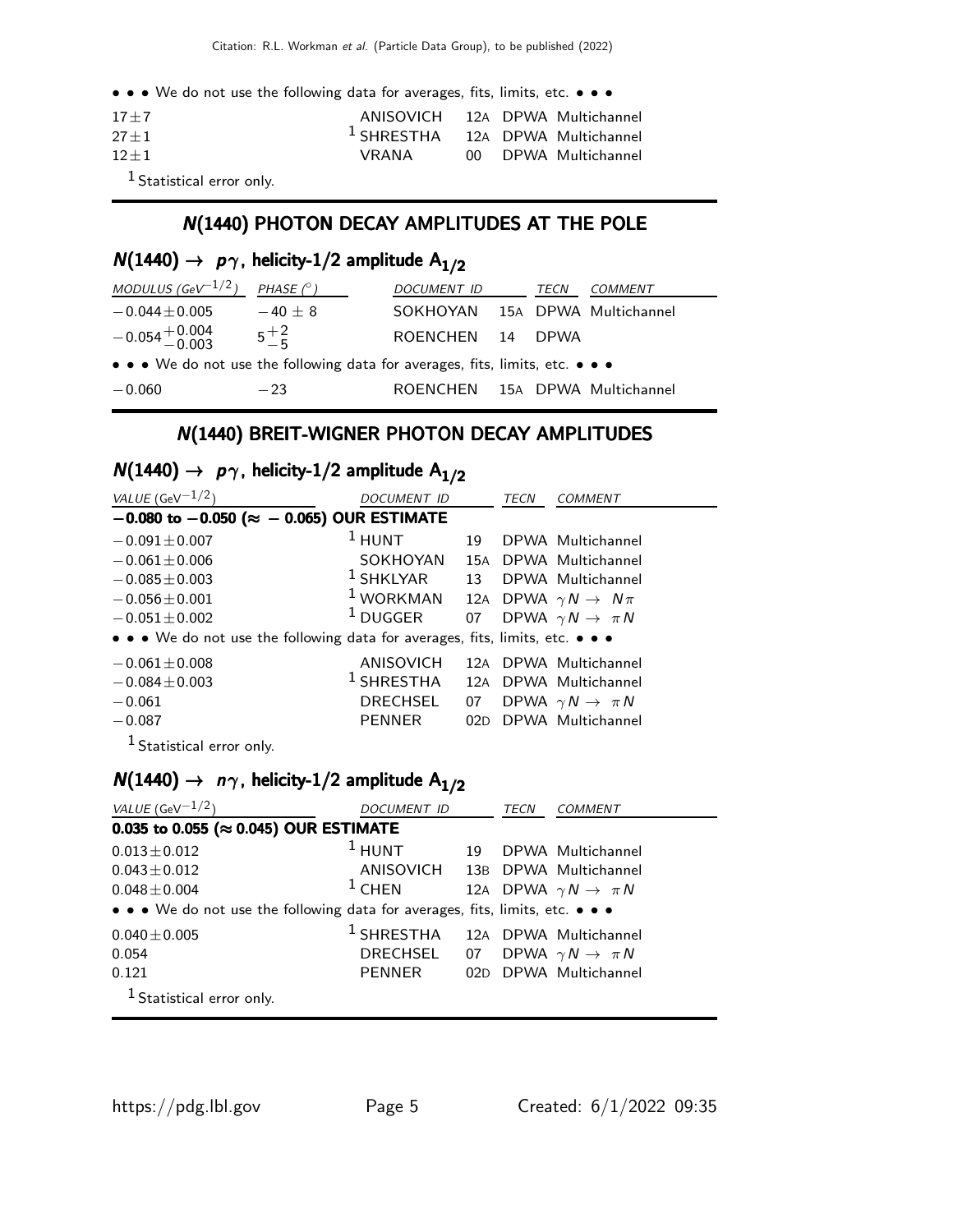• • • We do not use the following data for averages, fits, limits, etc. • • •

| | | | | |
|---|---|---|---|---|
| 17±7 | ANISOVICH | 12A | DPWA | Multichannel |
| 27±1 | [1] SHRESTHA | 12A | DPWA | Multichannel |
| 12±1 | VRANA | 00 | DPWA | Multichannel |

[1] Statistical error only.

## N(1440) PHOTON DECAY AMPLITUDES AT THE POLE

### $N(1440) \to p\gamma$, helicity-1/2 amplitude $A_{1/2}$

| MODULUS (GeV$^{-1/2}$) | PHASE (°) | DOCUMENT ID | | TECN | COMMENT |
|---|---|---|---|---|---|
| $-0.044\pm0.005$ | $-40\pm8$ | SOKHOYAN | 15A | DPWA | Multichannel |
| $-0.054^{+0.004}_{-0.003}$ | $5^{+2}_{-5}$ | ROENCHEN | 14 | DPWA | |
| • • • We do not use the following data for averages, fits, limits, etc. • • • | | | | | |
| $-0.060$ | $-23$ | ROENCHEN | 15A | DPWA | Multichannel |

## N(1440) BREIT-WIGNER PHOTON DECAY AMPLITUDES

### $N(1440) \to p\gamma$, helicity-1/2 amplitude $A_{1/2}$

| VALUE (GeV$^{-1/2}$) | DOCUMENT ID | | TECN | COMMENT |
|---|---|---|---|---|
| **−0.080 to −0.050 (≈ − 0.065) OUR ESTIMATE** | | | | |
| $-0.091\pm0.007$ | [1] HUNT | 19 | DPWA | Multichannel |
| $-0.061\pm0.006$ | SOKHOYAN | 15A | DPWA | Multichannel |
| $-0.085\pm0.003$ | [1] SHKLYAR | 13 | DPWA | Multichannel |
| $-0.056\pm0.001$ | [1] WORKMAN | 12A | DPWA | $\gamma N \to N\pi$ |
| $-0.051\pm0.002$ | [1] DUGGER | 07 | DPWA | $\gamma N \to \pi N$ |
| • • • We do not use the following data for averages, fits, limits, etc. • • • | | | | |
| $-0.061\pm0.008$ | ANISOVICH | 12A | DPWA | Multichannel |
| $-0.084\pm0.003$ | [1] SHRESTHA | 12A | DPWA | Multichannel |
| $-0.061$ | DRECHSEL | 07 | DPWA | $\gamma N \to \pi N$ |
| $-0.087$ | PENNER | 02D | DPWA | Multichannel |

[1] Statistical error only.

### $N(1440) \to n\gamma$, helicity-1/2 amplitude $A_{1/2}$

| VALUE (GeV$^{-1/2}$) | DOCUMENT ID | | TECN | COMMENT |
|---|---|---|---|---|
| **0.035 to 0.055 (≈ 0.045) OUR ESTIMATE** | | | | |
| $0.013\pm0.012$ | [1] HUNT | 19 | DPWA | Multichannel |
| $0.043\pm0.012$ | ANISOVICH | 13B | DPWA | Multichannel |
| $0.048\pm0.004$ | [1] CHEN | 12A | DPWA | $\gamma N \to \pi N$ |
| • • • We do not use the following data for averages, fits, limits, etc. • • • | | | | |
| $0.040\pm0.005$ | [1] SHRESTHA | 12A | DPWA | Multichannel |
| 0.054 | DRECHSEL | 07 | DPWA | $\gamma N \to \pi N$ |
| 0.121 | PENNER | 02D | DPWA | Multichannel |

[1] Statistical error only.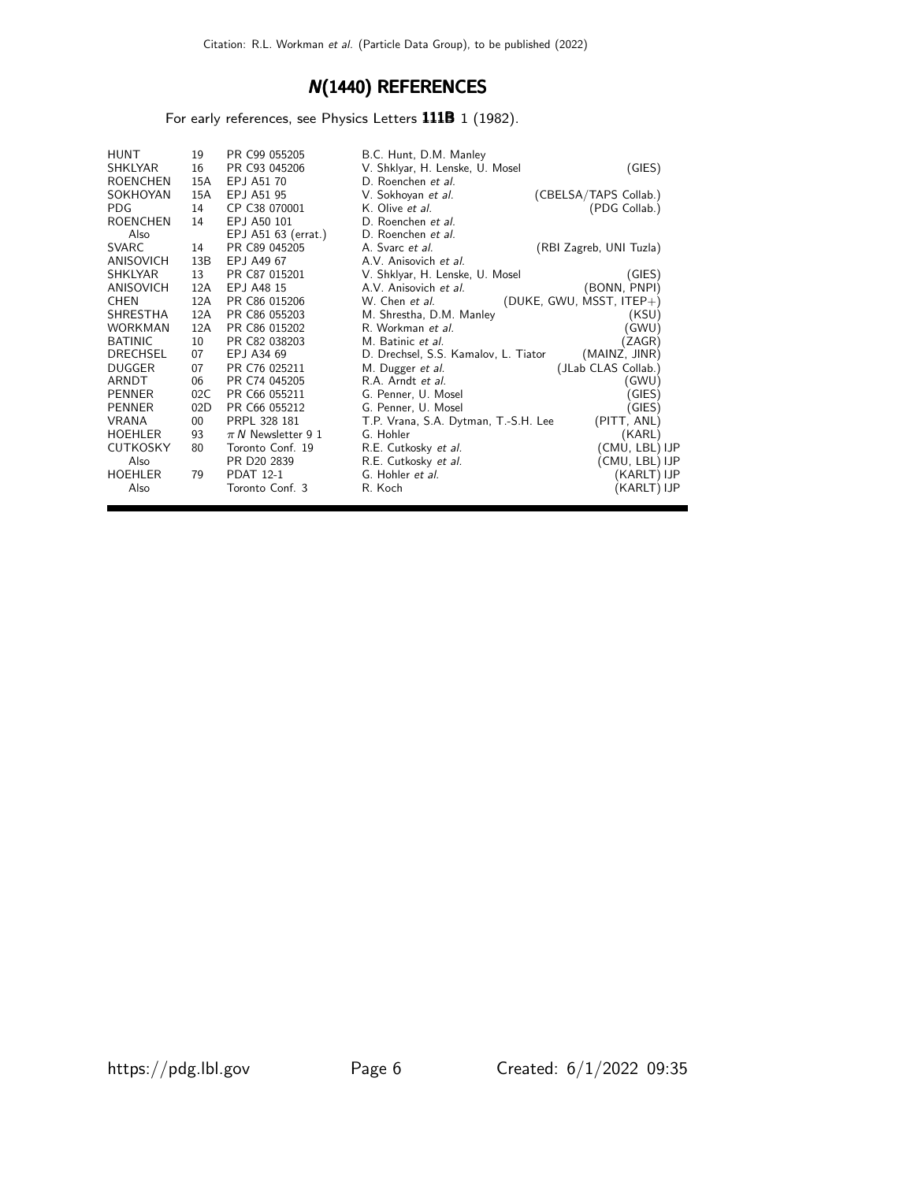# N(1440) REFERENCES

For early references, see Physics Letters **111B** 1 (1982).

| | | | | |
|---|---|---|---|---|
| HUNT | 19 | PR C99 055205 | B.C. Hunt, D.M. Manley | |
| SHKLYAR | 16 | PR C93 045206 | V. Shklyar, H. Lenske, U. Mosel | (GIES) |
| ROENCHEN | 15A | EPJ A51 70 | D. Roenchen *et al.* | |
| SOKHOYAN | 15A | EPJ A51 95 | V. Sokhoyan *et al.* | (CBELSA/TAPS Collab.) |
| PDG | 14 | CP C38 070001 | K. Olive *et al.* | (PDG Collab.) |
| ROENCHEN | 14 | EPJ A50 101 | D. Roenchen *et al.* | |
| Also | | EPJ A51 63 (errat.) | D. Roenchen *et al.* | |
| SVARC | 14 | PR C89 045205 | A. Svarc *et al.* | (RBI Zagreb, UNI Tuzla) |
| ANISOVICH | 13B | EPJ A49 67 | A.V. Anisovich *et al.* | |
| SHKLYAR | 13 | PR C87 015201 | V. Shklyar, H. Lenske, U. Mosel | (GIES) |
| ANISOVICH | 12A | EPJ A48 15 | A.V. Anisovich *et al.* | (BONN, PNPI) |
| CHEN | 12A | PR C86 015206 | W. Chen *et al.* | (DUKE, GWU, MSST, ITEP+) |
| SHRESTHA | 12A | PR C86 055203 | M. Shrestha, D.M. Manley | (KSU) |
| WORKMAN | 12A | PR C86 015202 | R. Workman *et al.* | (GWU) |
| BATINIC | 10 | PR C82 038203 | M. Batinic *et al.* | (ZAGR) |
| DRECHSEL | 07 | EPJ A34 69 | D. Drechsel, S.S. Kamalov, L. Tiator | (MAINZ, JINR) |
| DUGGER | 07 | PR C76 025211 | M. Dugger *et al.* | (JLab CLAS Collab.) |
| ARNDT | 06 | PR C74 045205 | R.A. Arndt *et al.* | (GWU) |
| PENNER | 02C | PR C66 055211 | G. Penner, U. Mosel | (GIES) |
| PENNER | 02D | PR C66 055212 | G. Penner, U. Mosel | (GIES) |
| VRANA | 00 | PRPL 328 181 | T.P. Vrana, S.A. Dytman, T.-S.H. Lee | (PITT, ANL) |
| HOEHLER | 93 | $\pi N$ Newsletter 9 1 | G. Hohler | (KARL) |
| CUTKOSKY | 80 | Toronto Conf. 19 | R.E. Cutkosky *et al.* | (CMU, LBL) IJP |
| Also | | PR D20 2839 | R.E. Cutkosky *et al.* | (CMU, LBL) IJP |
| HOEHLER | 79 | PDAT 12-1 | G. Hohler *et al.* | (KARLT) IJP |
| Also | | Toronto Conf. 3 | R. Koch | (KARLT) IJP |